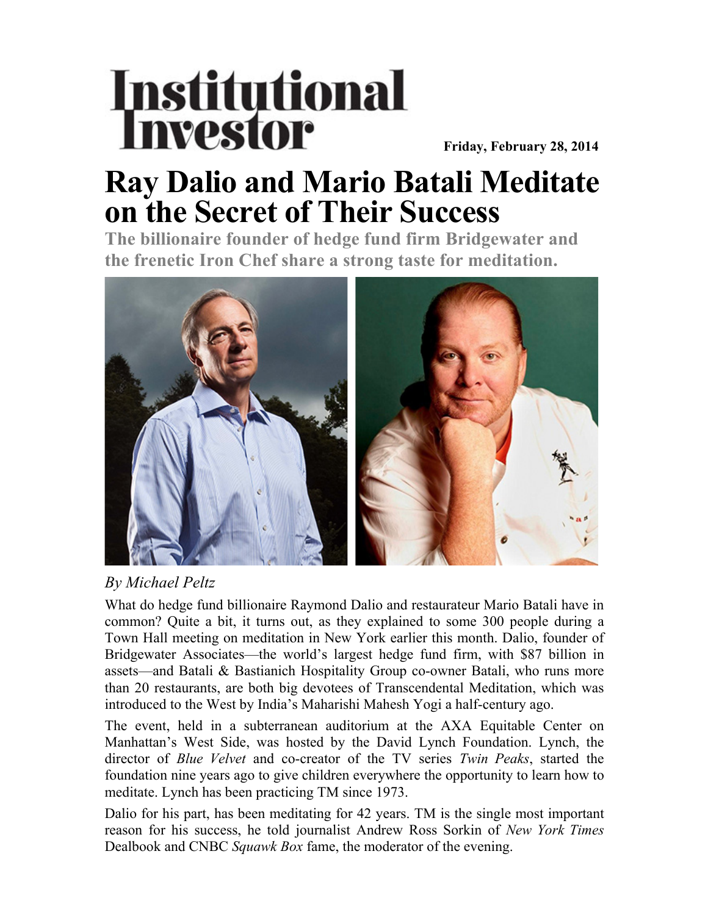# Institutional Investor

**Friday, February 28, 2014**

# Ray Dalio and Mario Batali Meditate on the Secret of Their Success

## The billionaire founder of hedge fund firm Bridgewater and the frenetic Iron Chef share a strong taste for meditation.

*By Michael Peltz*

What do hedge fund billionaire Raymond Dalio and restaurateur Mario Batali have in common? Quite a bit, it turns out, as they explained to some 300 people during a Town Hall meeting on meditation in New York earlier this month. Dalio, founder of Bridgewater Associates—the world's largest hedge fund firm, with $87 billion in assets—and Batali & Bastianich Hospitality Group co-owner Batali, who runs more than 20 restaurants, are both big devotees of Transcendental Meditation, which was introduced to the West by India's Maharishi Mahesh Yogi a half-century ago.

The event, held in a subterranean auditorium at the AXA Equitable Center on Manhattan's West Side, was hosted by the David Lynch Foundation. Lynch, the director of *Blue Velvet* and co-creator of the TV series *Twin Peaks*, started the foundation nine years ago to give children everywhere the opportunity to learn how to meditate. Lynch has been practicing TM since 1973.

Dalio for his part, has been meditating for 42 years. TM is the single most important reason for his success, he told journalist Andrew Ross Sorkin of *New York Times* Dealbook and CNBC *Squawk Box* fame, the moderator of the evening.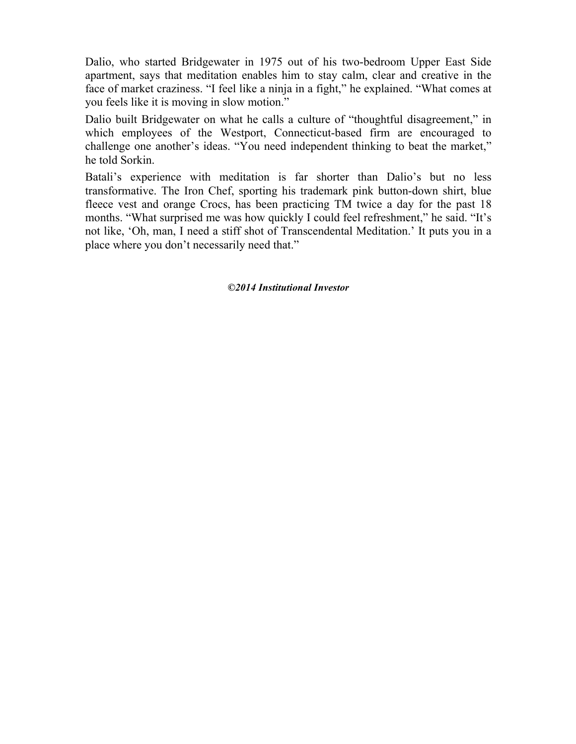Dalio, who started Bridgewater in 1975 out of his two-bedroom Upper East Side apartment, says that meditation enables him to stay calm, clear and creative in the face of market craziness. “I feel like a ninja in a fight,” he explained. “What comes at you feels like it is moving in slow motion.”

Dalio built Bridgewater on what he calls a culture of “thoughtful disagreement,” in which employees of the Westport, Connecticut-based firm are encouraged to challenge one another’s ideas. “You need independent thinking to beat the market,” he told Sorkin.

Batali’s experience with meditation is far shorter than Dalio’s but no less transformative. The Iron Chef, sporting his trademark pink button-down shirt, blue fleece vest and orange Crocs, has been practicing TM twice a day for the past 18 months. “What surprised me was how quickly I could feel refreshment,” he said. “It’s not like, ‘Oh, man, I need a stiff shot of Transcendental Meditation.’ It puts you in a place where you don’t necessarily need that.”

***©2014 Institutional Investor***